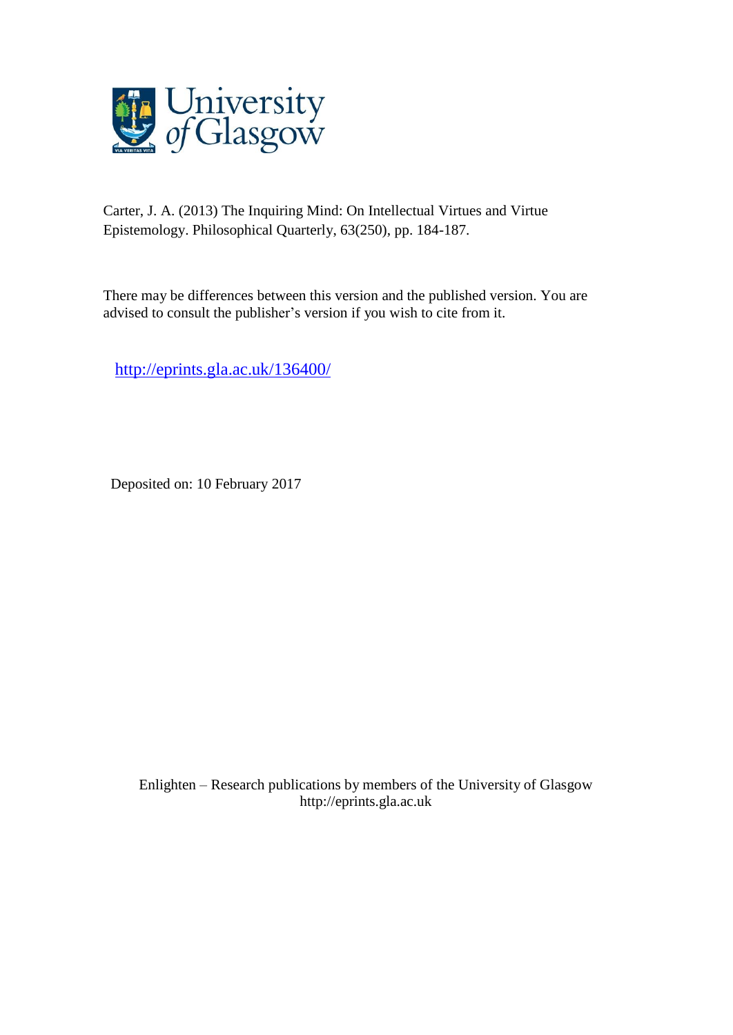University of Glasgow

Carter, J. A. (2013) The Inquiring Mind: On Intellectual Virtues and Virtue Epistemology. Philosophical Quarterly, 63(250), pp. 184-187.

There may be differences between this version and the published version. You are advised to consult the publisher's version if you wish to cite from it.

http://eprints.gla.ac.uk/136400/

Deposited on: 10 February 2017

Enlighten – Research publications by members of the University of Glasgow
http://eprints.gla.ac.uk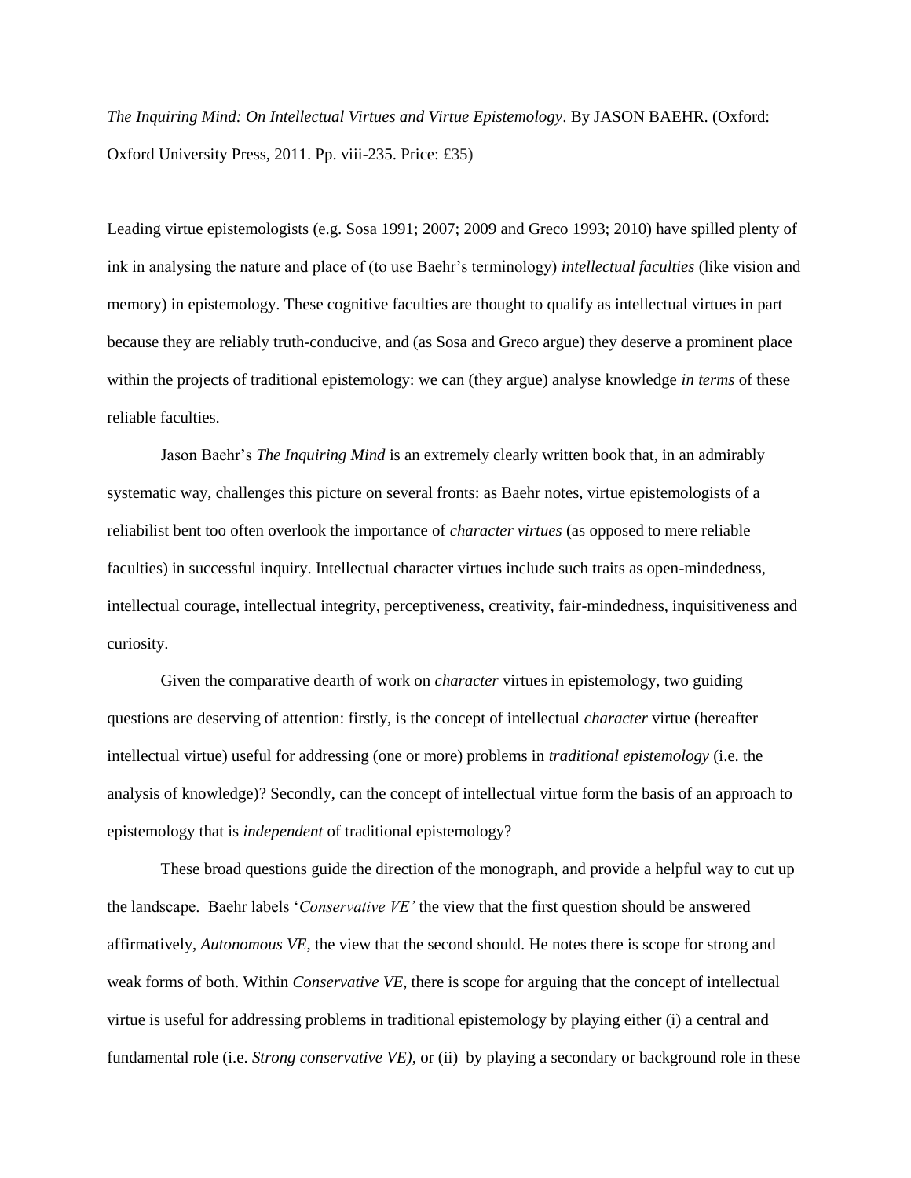*The Inquiring Mind: On Intellectual Virtues and Virtue Epistemology*. By JASON BAEHR. (Oxford: Oxford University Press, 2011. Pp. viii-235. Price: £35)

Leading virtue epistemologists (e.g. Sosa 1991; 2007; 2009 and Greco 1993; 2010) have spilled plenty of ink in analysing the nature and place of (to use Baehr's terminology) *intellectual faculties* (like vision and memory) in epistemology. These cognitive faculties are thought to qualify as intellectual virtues in part because they are reliably truth-conducive, and (as Sosa and Greco argue) they deserve a prominent place within the projects of traditional epistemology: we can (they argue) analyse knowledge *in terms* of these reliable faculties.

Jason Baehr's *The Inquiring Mind* is an extremely clearly written book that, in an admirably systematic way, challenges this picture on several fronts: as Baehr notes, virtue epistemologists of a reliabilist bent too often overlook the importance of *character virtues* (as opposed to mere reliable faculties) in successful inquiry. Intellectual character virtues include such traits as open-mindedness, intellectual courage, intellectual integrity, perceptiveness, creativity, fair-mindedness, inquisitiveness and curiosity.

Given the comparative dearth of work on *character* virtues in epistemology, two guiding questions are deserving of attention: firstly, is the concept of intellectual *character* virtue (hereafter intellectual virtue) useful for addressing (one or more) problems in *traditional epistemology* (i.e. the analysis of knowledge)? Secondly, can the concept of intellectual virtue form the basis of an approach to epistemology that is *independent* of traditional epistemology?

These broad questions guide the direction of the monograph, and provide a helpful way to cut up the landscape. Baehr labels '*Conservative VE'* the view that the first question should be answered affirmatively, *Autonomous VE*, the view that the second should. He notes there is scope for strong and weak forms of both. Within *Conservative VE*, there is scope for arguing that the concept of intellectual virtue is useful for addressing problems in traditional epistemology by playing either (i) a central and fundamental role (i.e. *Strong conservative VE)*, or (ii) by playing a secondary or background role in these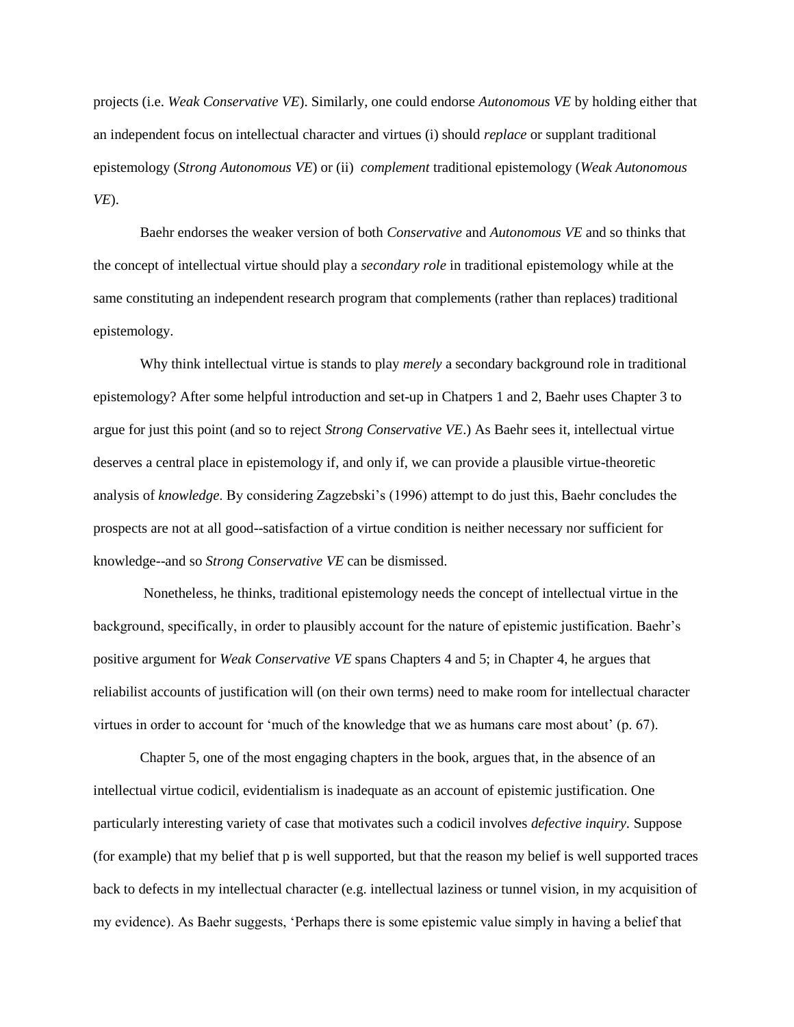projects (i.e. *Weak Conservative VE*). Similarly, one could endorse *Autonomous VE* by holding either that an independent focus on intellectual character and virtues (i) should *replace* or supplant traditional epistemology (*Strong Autonomous VE*) or (ii) *complement* traditional epistemology (*Weak Autonomous VE*).

Baehr endorses the weaker version of both *Conservative* and *Autonomous VE* and so thinks that the concept of intellectual virtue should play a *secondary role* in traditional epistemology while at the same constituting an independent research program that complements (rather than replaces) traditional epistemology.

Why think intellectual virtue is stands to play *merely* a secondary background role in traditional epistemology? After some helpful introduction and set-up in Chatpers 1 and 2, Baehr uses Chapter 3 to argue for just this point (and so to reject *Strong Conservative VE*.) As Baehr sees it, intellectual virtue deserves a central place in epistemology if, and only if, we can provide a plausible virtue-theoretic analysis of *knowledge*. By considering Zagzebski's (1996) attempt to do just this, Baehr concludes the prospects are not at all good--satisfaction of a virtue condition is neither necessary nor sufficient for knowledge--and so *Strong Conservative VE* can be dismissed.

Nonetheless, he thinks, traditional epistemology needs the concept of intellectual virtue in the background, specifically, in order to plausibly account for the nature of epistemic justification. Baehr's positive argument for *Weak Conservative VE* spans Chapters 4 and 5; in Chapter 4, he argues that reliabilist accounts of justification will (on their own terms) need to make room for intellectual character virtues in order to account for 'much of the knowledge that we as humans care most about' (p. 67).

Chapter 5, one of the most engaging chapters in the book, argues that, in the absence of an intellectual virtue codicil, evidentialism is inadequate as an account of epistemic justification. One particularly interesting variety of case that motivates such a codicil involves *defective inquiry*. Suppose (for example) that my belief that p is well supported, but that the reason my belief is well supported traces back to defects in my intellectual character (e.g. intellectual laziness or tunnel vision, in my acquisition of my evidence). As Baehr suggests, 'Perhaps there is some epistemic value simply in having a belief that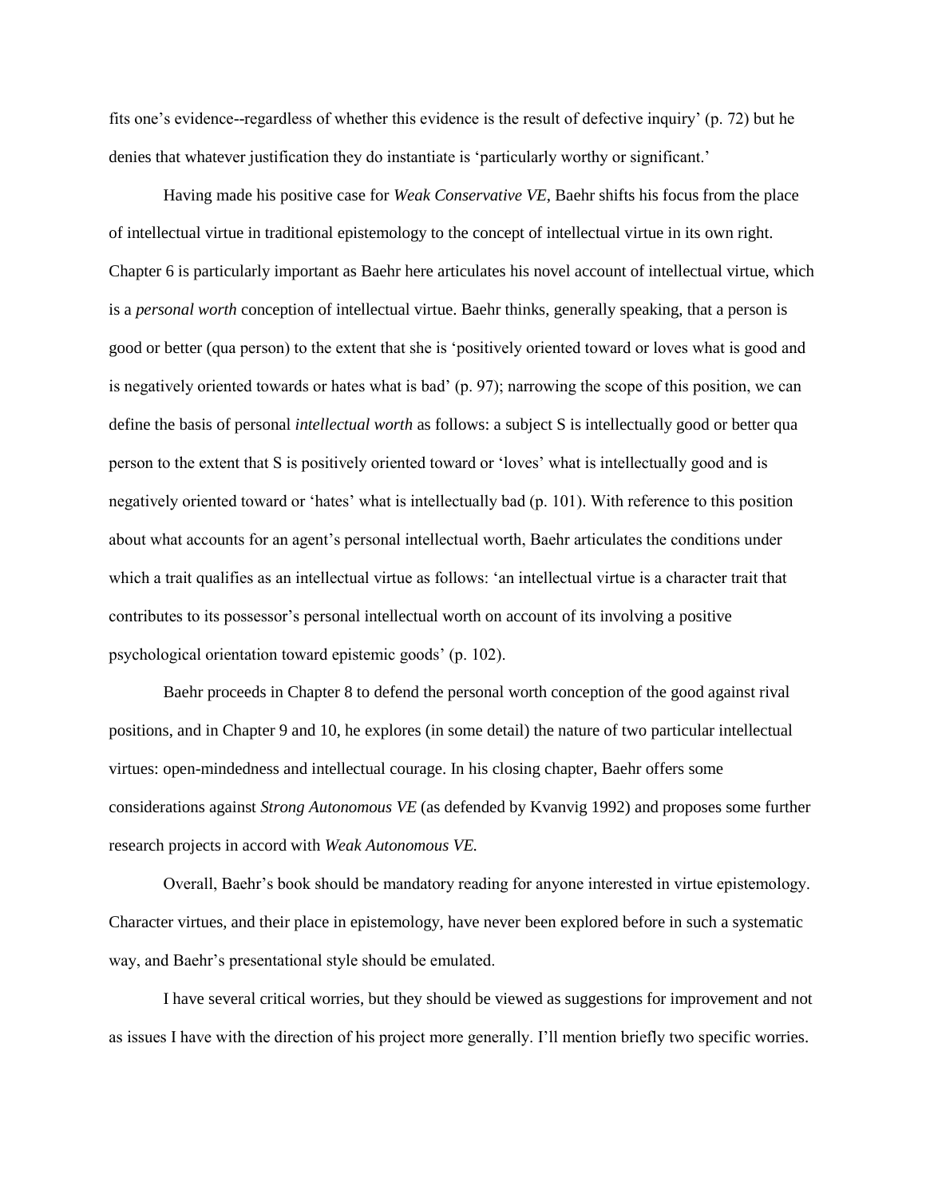fits one's evidence--regardless of whether this evidence is the result of defective inquiry' (p. 72) but he denies that whatever justification they do instantiate is 'particularly worthy or significant.'

Having made his positive case for *Weak Conservative VE*, Baehr shifts his focus from the place of intellectual virtue in traditional epistemology to the concept of intellectual virtue in its own right. Chapter 6 is particularly important as Baehr here articulates his novel account of intellectual virtue, which is a *personal worth* conception of intellectual virtue. Baehr thinks, generally speaking, that a person is good or better (qua person) to the extent that she is 'positively oriented toward or loves what is good and is negatively oriented towards or hates what is bad' (p. 97); narrowing the scope of this position, we can define the basis of personal *intellectual worth* as follows: a subject S is intellectually good or better qua person to the extent that S is positively oriented toward or 'loves' what is intellectually good and is negatively oriented toward or 'hates' what is intellectually bad (p. 101). With reference to this position about what accounts for an agent's personal intellectual worth, Baehr articulates the conditions under which a trait qualifies as an intellectual virtue as follows: 'an intellectual virtue is a character trait that contributes to its possessor's personal intellectual worth on account of its involving a positive psychological orientation toward epistemic goods' (p. 102).

Baehr proceeds in Chapter 8 to defend the personal worth conception of the good against rival positions, and in Chapter 9 and 10, he explores (in some detail) the nature of two particular intellectual virtues: open-mindedness and intellectual courage. In his closing chapter, Baehr offers some considerations against *Strong Autonomous VE* (as defended by Kvanvig 1992) and proposes some further research projects in accord with *Weak Autonomous VE.*

Overall, Baehr's book should be mandatory reading for anyone interested in virtue epistemology. Character virtues, and their place in epistemology, have never been explored before in such a systematic way, and Baehr's presentational style should be emulated.

I have several critical worries, but they should be viewed as suggestions for improvement and not as issues I have with the direction of his project more generally. I'll mention briefly two specific worries.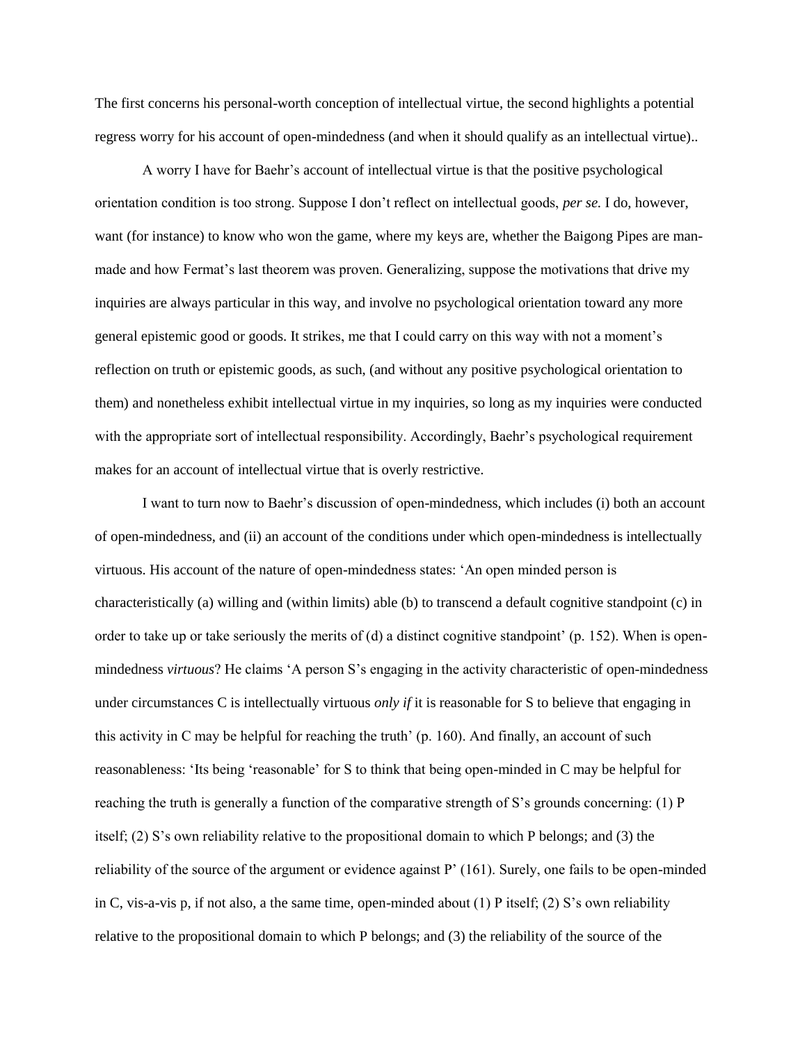The first concerns his personal-worth conception of intellectual virtue, the second highlights a potential regress worry for his account of open-mindedness (and when it should qualify as an intellectual virtue)..

A worry I have for Baehr's account of intellectual virtue is that the positive psychological orientation condition is too strong. Suppose I don't reflect on intellectual goods, *per se*. I do, however, want (for instance) to know who won the game, where my keys are, whether the Baigong Pipes are man-made and how Fermat's last theorem was proven. Generalizing, suppose the motivations that drive my inquiries are always particular in this way, and involve no psychological orientation toward any more general epistemic good or goods. It strikes, me that I could carry on this way with not a moment's reflection on truth or epistemic goods, as such, (and without any positive psychological orientation to them) and nonetheless exhibit intellectual virtue in my inquiries, so long as my inquiries were conducted with the appropriate sort of intellectual responsibility. Accordingly, Baehr's psychological requirement makes for an account of intellectual virtue that is overly restrictive.

I want to turn now to Baehr's discussion of open-mindedness, which includes (i) both an account of open-mindedness, and (ii) an account of the conditions under which open-mindedness is intellectually virtuous. His account of the nature of open-mindedness states: 'An open minded person is characteristically (a) willing and (within limits) able (b) to transcend a default cognitive standpoint (c) in order to take up or take seriously the merits of (d) a distinct cognitive standpoint' (p. 152). When is open-mindedness *virtuous*? He claims 'A person S's engaging in the activity characteristic of open-mindedness under circumstances C is intellectually virtuous *only if* it is reasonable for S to believe that engaging in this activity in C may be helpful for reaching the truth' (p. 160). And finally, an account of such reasonableness: 'Its being 'reasonable' for S to think that being open-minded in C may be helpful for reaching the truth is generally a function of the comparative strength of S's grounds concerning: (1) P itself; (2) S's own reliability relative to the propositional domain to which P belongs; and (3) the reliability of the source of the argument or evidence against P' (161). Surely, one fails to be open-minded in C, vis-a-vis p, if not also, a the same time, open-minded about (1) P itself; (2) S's own reliability relative to the propositional domain to which P belongs; and (3) the reliability of the source of the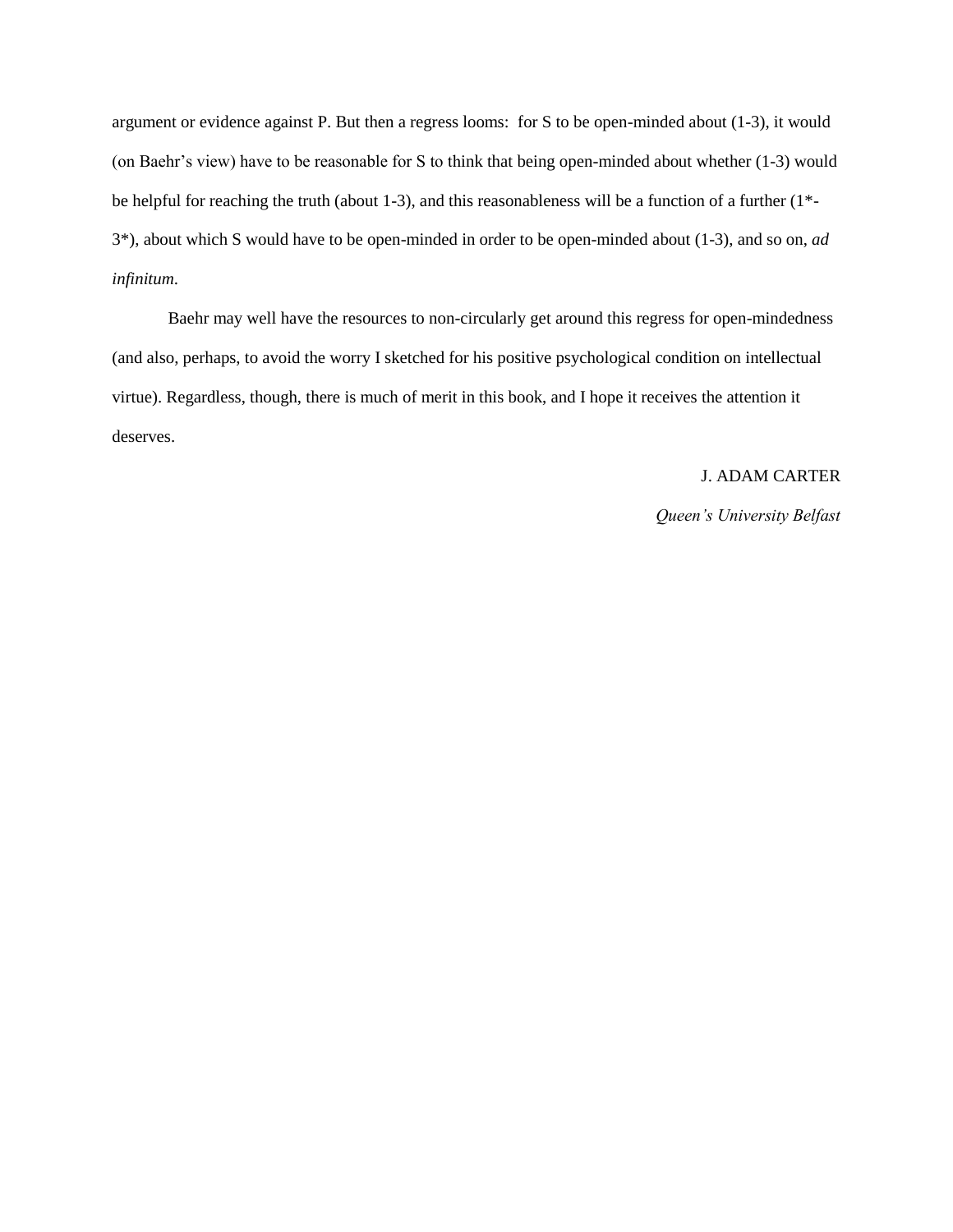argument or evidence against P. But then a regress looms: for S to be open-minded about (1-3), it would (on Baehr's view) have to be reasonable for S to think that being open-minded about whether (1-3) would be helpful for reaching the truth (about 1-3), and this reasonableness will be a function of a further (1*-3*), about which S would have to be open-minded in order to be open-minded about (1-3), and so on, *ad infinitum*.

Baehr may well have the resources to non-circularly get around this regress for open-mindedness (and also, perhaps, to avoid the worry I sketched for his positive psychological condition on intellectual virtue). Regardless, though, there is much of merit in this book, and I hope it receives the attention it deserves.

J. ADAM CARTER

*Queen's University Belfast*